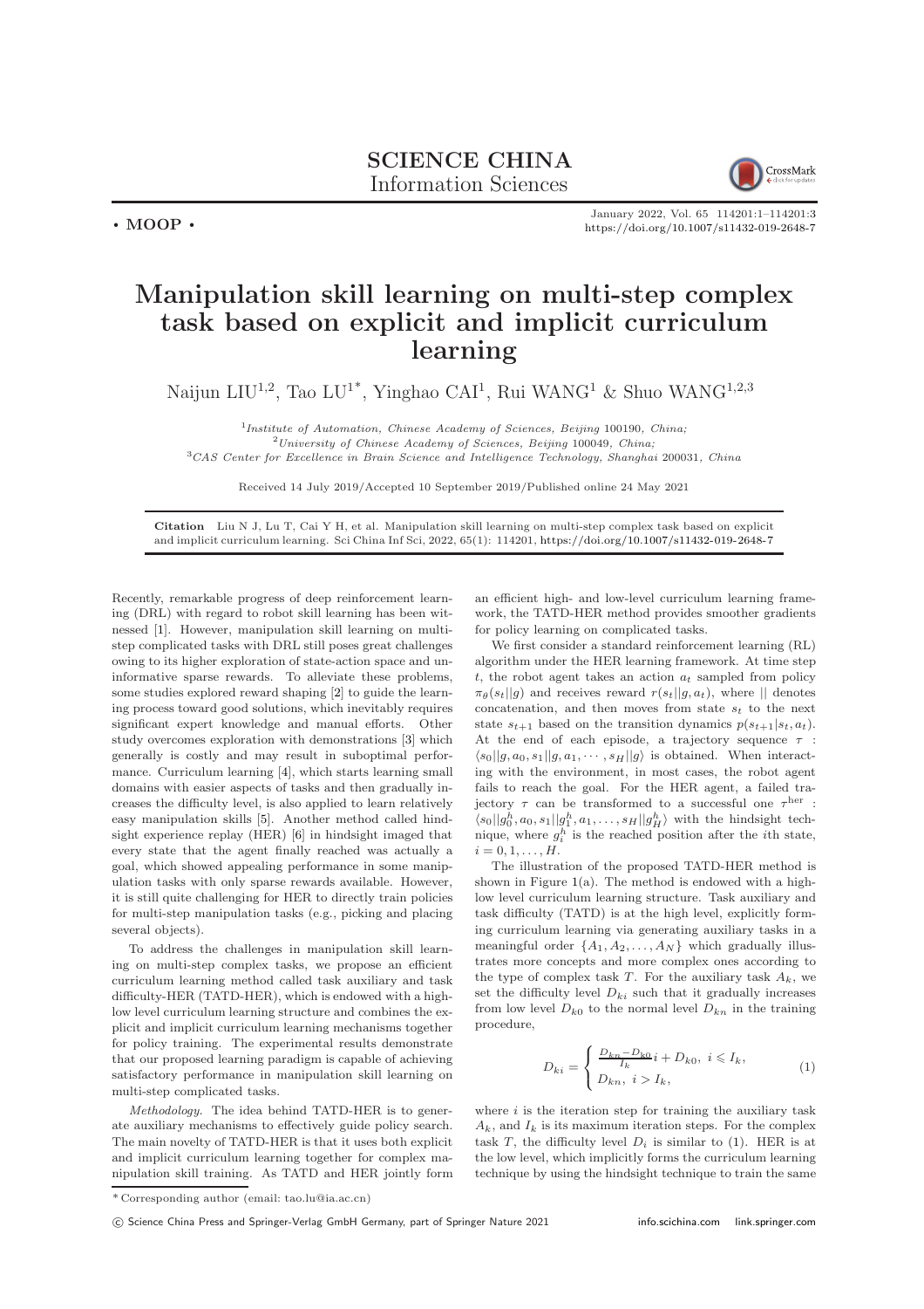• **MOOP** •

# Manipulation skill learning on multi-step complex task based on explicit and implicit curriculum learning

Naijun LIU[1,2], Tao LU[1*], Yinghao CAI[1], Rui WANG[1] & Shuo WANG[1,2,3]

[1]*Institute of Automation, Chinese Academy of Sciences, Beijing* 100190*, China;*
[2]*University of Chinese Academy of Sciences, Beijing* 100049*, China;*
[3]*CAS Center for Excellence in Brain Science and Intelligence Technology, Shanghai* 200031*, China*

Received 14 July 2019/Accepted 10 September 2019/Published online 24 May 2021

**Citation** Liu N J, Lu T, Cai Y H, et al. Manipulation skill learning on multi-step complex task based on explicit and implicit curriculum learning. Sci China Inf Sci, 2022, 65(1): 114201, https://doi.org/10.1007/s11432-019-2648-7

Recently, remarkable progress of deep reinforcement learning (DRL) with regard to robot skill learning has been witnessed [1]. However, manipulation skill learning on multi-step complicated tasks with DRL still poses great challenges owing to its higher exploration of state-action space and uninformative sparse rewards. To alleviate these problems, some studies explored reward shaping [2] to guide the learning process toward good solutions, which inevitably requires significant expert knowledge and manual efforts. Other study overcomes exploration with demonstrations [3] which generally is costly and may result in suboptimal performance. Curriculum learning [4], which starts learning small domains with easier aspects of tasks and then gradually increases the difficulty level, is also applied to learn relatively easy manipulation skills [5]. Another method called hindsight experience replay (HER) [6] in hindsight imaged that every state that the agent finally reached was actually a goal, which showed appealing performance in some manipulation tasks with only sparse rewards available. However, it is still quite challenging for HER to directly train policies for multi-step manipulation tasks (e.g., picking and placing several objects).

To address the challenges in manipulation skill learning on multi-step complex tasks, we propose an efficient curriculum learning method called task auxiliary and task difficulty-HER (TATD-HER), which is endowed with a high-low level curriculum learning structure and combines the explicit and implicit curriculum learning mechanisms together for policy training. The experimental results demonstrate that our proposed learning paradigm is capable of achieving satisfactory performance in manipulation skill learning on multi-step complicated tasks.

*Methodology*. The idea behind TATD-HER is to generate auxiliary mechanisms to effectively guide policy search. The main novelty of TATD-HER is that it uses both explicit and implicit curriculum learning together for complex manipulation skill training. As TATD and HER jointly form an efficient high- and low-level curriculum learning framework, the TATD-HER method provides smoother gradients for policy learning on complicated tasks.

We first consider a standard reinforcement learning (RL) algorithm under the HER learning framework. At time step $t$, the robot agent takes an action $a_t$ sampled from policy $\pi_\theta(s_t||g)$ and receives reward $r(s_t||g, a_t)$, where $||$ denotes concatenation, and then moves from state $s_t$ to the next state $s_{t+1}$ based on the transition dynamics $p(s_{t+1}|s_t, a_t)$. At the end of each episode, a trajectory sequence $\tau$ : $\langle s_0||g, a_0, s_1||g, a_1, \cdots, s_H||g\rangle$ is obtained. When interacting with the environment, in most cases, the robot agent fails to reach the goal. For the HER agent, a failed trajectory $\tau$ can be transformed to a successful one $\tau^{\rm her}$ : $\langle s_0||g_0^h, a_0, s_1||g_1^h, a_1, \ldots, s_H||g_H^h\rangle$ with the hindsight technique, where $g_i^h$ is the reached position after the $i$th state, $i = 0, 1, \ldots, H$.

The illustration of the proposed TATD-HER method is shown in Figure 1(a). The method is endowed with a high-low level curriculum learning structure. Task auxiliary and task difficulty (TATD) is at the high level, explicitly forming curriculum learning via generating auxiliary tasks in a meaningful order $\{A_1, A_2, \ldots, A_N\}$ which gradually illustrates more concepts and more complex ones according to the type of complex task $T$. For the auxiliary task $A_k$, we set the difficulty level $D_{ki}$ such that it gradually increases from low level $D_{k0}$ to the normal level $D_{kn}$ in the training procedure,

$$D_{ki} = \begin{cases} \frac{D_{kn} - D_{k0}}{I_k} i + D_{k0}, & i \leqslant I_k, \\ D_{kn}, & i > I_k, \end{cases} \tag{1}$$

where $i$ is the iteration step for training the auxiliary task $A_k$, and $I_k$ is its maximum iteration steps. For the complex task $T$, the difficulty level $D_i$ is similar to (1). HER is at the low level, which implicitly forms the curriculum learning technique by using the hindsight technique to train the same

\* Corresponding author (email: tao.lu@ia.ac.cn)

© Science China Press and Springer-Verlag GmbH Germany, part of Springer Nature 2021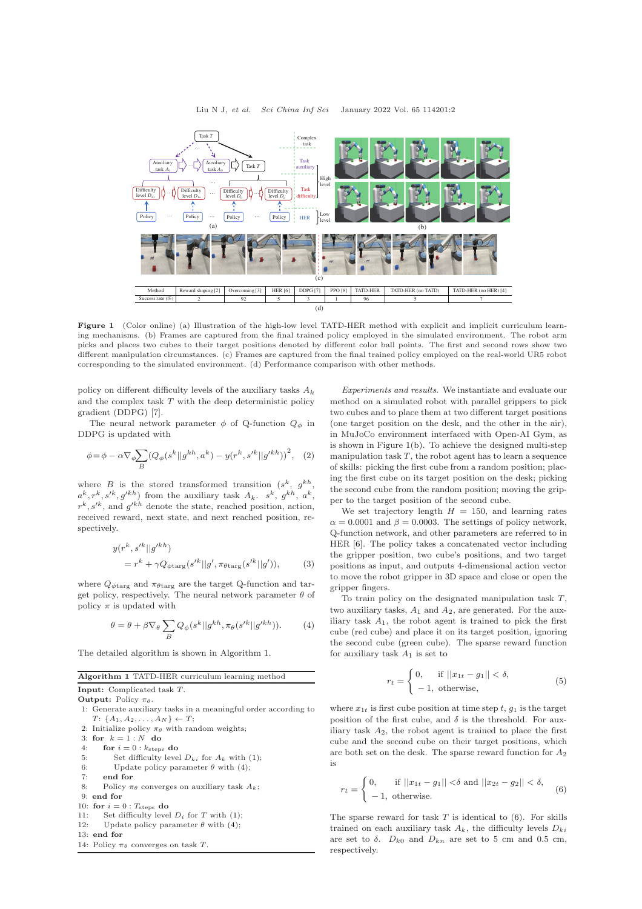| Method | Reward shaping [2] | Overcoming [3] | HER [6] | DDPG [7] | PPO [8] | TATD-HER | TATD-HER (no TATD) | TATD-HER (no HER) [4] |
|---|---|---|---|---|---|---|---|---|
| Success rate (%) | 2 | 92 | 5 | 3 | 1 | 96 | 5 | 7 |

(d)

**Figure 1** (Color online) (a) Illustration of the high-low level TATD-HER method with explicit and implicit curriculum learning mechanisms. (b) Frames are captured from the final trained policy employed in the simulated environment. The robot arm picks and places two cubes to their target positions denoted by different color ball points. The first and second rows show two different manipulation circumstances. (c) Frames are captured from the final trained policy employed on the real-world UR5 robot corresponding to the simulated environment. (d) Performance comparison with other methods.

policy on different difficulty levels of the auxiliary tasks $A_k$ and the complex task $T$ with the deep deterministic policy gradient (DDPG) [7].

The neural network parameter $\phi$ of Q-function $Q_\phi$ in DDPG is updated with

$$\phi = \phi - \alpha \nabla_\phi \sum_B \left(Q_\phi(s^k||g^{kh}, a^k) - y(r^k, s'^k||g'^{kh})\right)^2, \quad (2)$$

where $B$ is the stored transformed transition $(s^k, g^{kh}, a^k, r^k, s'^k, g'^{kh})$ from the auxiliary task $A_k$. $s^k$, $g^{kh}$, $a^k$, $r^k, s'^k$, and $g'^{kh}$ denote the state, reached position, action, received reward, next state, and next reached position, respectively.

$$y(r^k, s'^k||g'^{kh}) = r^k + \gamma Q_{\phi\text{targ}}(s'^k||g', \pi_{\theta\text{targ}}(s'^k||g')), \quad (3)$$

where $Q_{\phi\text{targ}}$ and $\pi_{\theta\text{targ}}$ are the target Q-function and target policy, respectively. The neural network parameter $\theta$ of policy $\pi$ is updated with

$$\theta = \theta + \beta \nabla_\theta \sum_B Q_\phi(s^k||g^{kh}, \pi_\theta(s^k||g'^{kh})). \quad (4)$$

The detailed algorithm is shown in Algorithm 1.

**Algorithm 1** TATD-HER curriculum learning method

**Input:** Complicated task $T$.
**Output:** Policy $\pi_\theta$.
1: Generate auxiliary tasks in a meaningful order according to $T$: $\{A_1, A_2, \ldots, A_N\} \leftarrow T$;
2: Initialize policy $\pi_\theta$ with random weights;
3: **for** $k = 1 : N$ **do**
4: **for** $i = 0 : k_{\text{steps}}$ **do**
5: Set difficulty level $D_{ki}$ for $A_k$ with (1);
6: Update policy parameter $\theta$ with (4);
7: **end for**
8: Policy $\pi_\theta$ converges on auxiliary task $A_k$;
9: **end for**
10: **for** $i = 0 : T_{\text{steps}}$ **do**
11: Set difficulty level $D_i$ for $T$ with (1);
12: Update policy parameter $\theta$ with (4);
13: **end for**
14: Policy $\pi_\theta$ converges on task $T$.

*Experiments and results.* We instantiate and evaluate our method on a simulated robot with parallel grippers to pick two cubes and to place them at two different target positions (one target position on the desk, and the other in the air), in MuJoCo environment interfaced with Open-AI Gym, as is shown in Figure 1(b). To achieve the designed multi-step manipulation task $T$, the robot agent has to learn a sequence of skills: picking the first cube from a random position; placing the first cube on its target position on the desk; picking the second cube from the random position; moving the gripper to the target position of the second cube.

We set trajectory length $H = 150$, and learning rates $\alpha = 0.0001$ and $\beta = 0.0003$. The settings of policy network, Q-function network, and other parameters are referred to in HER [6]. The policy takes a concatenated vector including the gripper position, two cube's positions, and two target positions as input, and outputs 4-dimensional action vector to move the robot gripper in 3D space and close or open the gripper fingers.

To train policy on the designated manipulation task $T$, two auxiliary tasks, $A_1$ and $A_2$, are generated. For the auxiliary task $A_1$, the robot agent is trained to pick the first cube (red cube) and place it on its target position, ignoring the second cube (green cube). The sparse reward function for auxiliary task $A_1$ is set to

$$r_t = \begin{cases} 0, & \text{if } ||x_{1t} - g_1|| < \delta, \\ -1, & \text{otherwise}, \end{cases} \quad (5)$$

where $x_{1t}$ is first cube position at time step $t$, $g_1$ is the target position of the first cube, and $\delta$ is the threshold. For auxiliary task $A_2$, the robot agent is trained to place the first cube and the second cube on their target positions, which are both set on the desk. The sparse reward function for $A_2$ is

$$r_t = \begin{cases} 0, & \text{if } ||x_{1t} - g_1|| < \delta \text{ and } ||x_{2t} - g_2|| < \delta, \\ -1, & \text{otherwise}. \end{cases} \quad (6)$$

The sparse reward for task $T$ is identical to (6). For skills trained on each auxiliary task $A_k$, the difficulty levels $D_{ki}$ are set to $\delta$. $D_{k0}$ and $D_{kn}$ are set to 5 cm and 0.5 cm, respectively.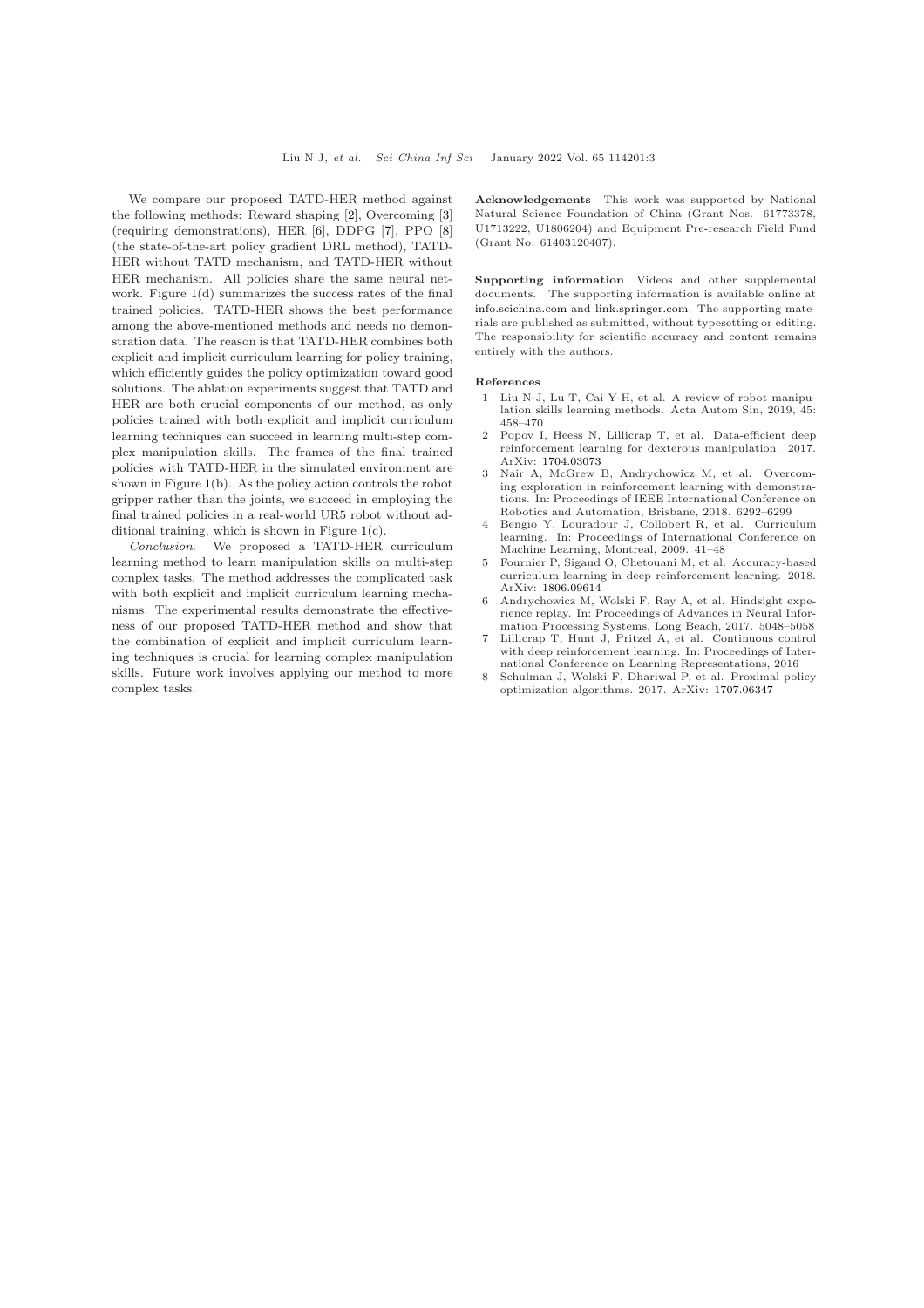We compare our proposed TATD-HER method against the following methods: Reward shaping [2], Overcoming [3] (requiring demonstrations), HER [6], DDPG [7], PPO [8] (the state-of-the-art policy gradient DRL method), TATD-HER without TATD mechanism, and TATD-HER without HER mechanism. All policies share the same neural network. Figure 1(d) summarizes the success rates of the final trained policies. TATD-HER shows the best performance among the above-mentioned methods and needs no demonstration data. The reason is that TATD-HER combines both explicit and implicit curriculum learning for policy training, which efficiently guides the policy optimization toward good solutions. The ablation experiments suggest that TATD and HER are both crucial components of our method, as only policies trained with both explicit and implicit curriculum learning techniques can succeed in learning multi-step complex manipulation skills. The frames of the final trained policies with TATD-HER in the simulated environment are shown in Figure 1(b). As the policy action controls the robot gripper rather than the joints, we succeed in employing the final trained policies in a real-world UR5 robot without additional training, which is shown in Figure 1(c).

*Conclusion.* We proposed a TATD-HER curriculum learning method to learn manipulation skills on multi-step complex tasks. The method addresses the complicated task with both explicit and implicit curriculum learning mechanisms. The experimental results demonstrate the effectiveness of our proposed TATD-HER method and show that the combination of explicit and implicit curriculum learning techniques is crucial for learning complex manipulation skills. Future work involves applying our method to more complex tasks.

**Acknowledgements** This work was supported by National Natural Science Foundation of China (Grant Nos. 61773378, U1713222, U1806204) and Equipment Pre-research Field Fund (Grant No. 61403120407).

**Supporting information** Videos and other supplemental documents. The supporting information is available online at info.scichina.com and link.springer.com. The supporting materials are published as submitted, without typesetting or editing. The responsibility for scientific accuracy and content remains entirely with the authors.

**References**

1. Liu N-J, Lu T, Cai Y-H, et al. A review of robot manipulation skills learning methods. Acta Autom Sin, 2019, 45: 458–470
2. Popov I, Heess N, Lillicrap T, et al. Data-efficient deep reinforcement learning for dexterous manipulation. 2017. ArXiv: 1704.03073
3. Nair A, McGrew B, Andrychowicz M, et al. Overcoming exploration in reinforcement learning with demonstrations. In: Proceedings of IEEE International Conference on Robotics and Automation, Brisbane, 2018. 6292–6299
4. Bengio Y, Louradour J, Collobert R, et al. Curriculum learning. In: Proceedings of International Conference on Machine Learning, Montreal, 2009. 41–48
5. Fournier P, Sigaud O, Chetouani M, et al. Accuracy-based curriculum learning in deep reinforcement learning. 2018. ArXiv: 1806.09614
6. Andrychowicz M, Wolski F, Ray A, et al. Hindsight experience replay. In: Proceedings of Advances in Neural Information Processing Systems, Long Beach, 2017. 5048–5058
7. Lillicrap T, Hunt J, Pritzel A, et al. Continuous control with deep reinforcement learning. In: Proceedings of International Conference on Learning Representations, 2016
8. Schulman J, Wolski F, Dhariwal P, et al. Proximal policy optimization algorithms. 2017. ArXiv: 1707.06347